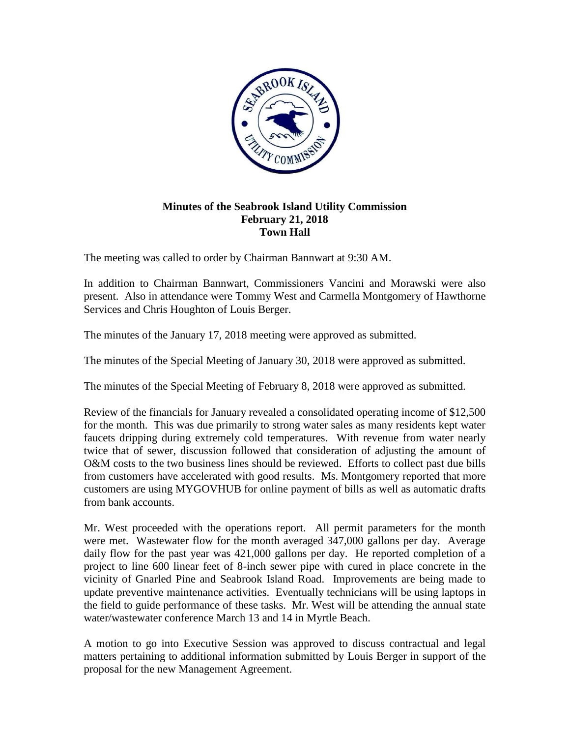**Minutes of the Seabrook Island Utility Commission**
**February 21, 2018**
**Town Hall**

The meeting was called to order by Chairman Bannwart at 9:30 AM.

In addition to Chairman Bannwart, Commissioners Vancini and Morawski were also present. Also in attendance were Tommy West and Carmella Montgomery of Hawthorne Services and Chris Houghton of Louis Berger.

The minutes of the January 17, 2018 meeting were approved as submitted.

The minutes of the Special Meeting of January 30, 2018 were approved as submitted.

The minutes of the Special Meeting of February 8, 2018 were approved as submitted.

Review of the financials for January revealed a consolidated operating income of $12,500 for the month. This was due primarily to strong water sales as many residents kept water faucets dripping during extremely cold temperatures. With revenue from water nearly twice that of sewer, discussion followed that consideration of adjusting the amount of O&M costs to the two business lines should be reviewed. Efforts to collect past due bills from customers have accelerated with good results. Ms. Montgomery reported that more customers are using MYGOVHUB for online payment of bills as well as automatic drafts from bank accounts.

Mr. West proceeded with the operations report. All permit parameters for the month were met. Wastewater flow for the month averaged 347,000 gallons per day. Average daily flow for the past year was 421,000 gallons per day. He reported completion of a project to line 600 linear feet of 8-inch sewer pipe with cured in place concrete in the vicinity of Gnarled Pine and Seabrook Island Road. Improvements are being made to update preventive maintenance activities. Eventually technicians will be using laptops in the field to guide performance of these tasks. Mr. West will be attending the annual state water/wastewater conference March 13 and 14 in Myrtle Beach.

A motion to go into Executive Session was approved to discuss contractual and legal matters pertaining to additional information submitted by Louis Berger in support of the proposal for the new Management Agreement.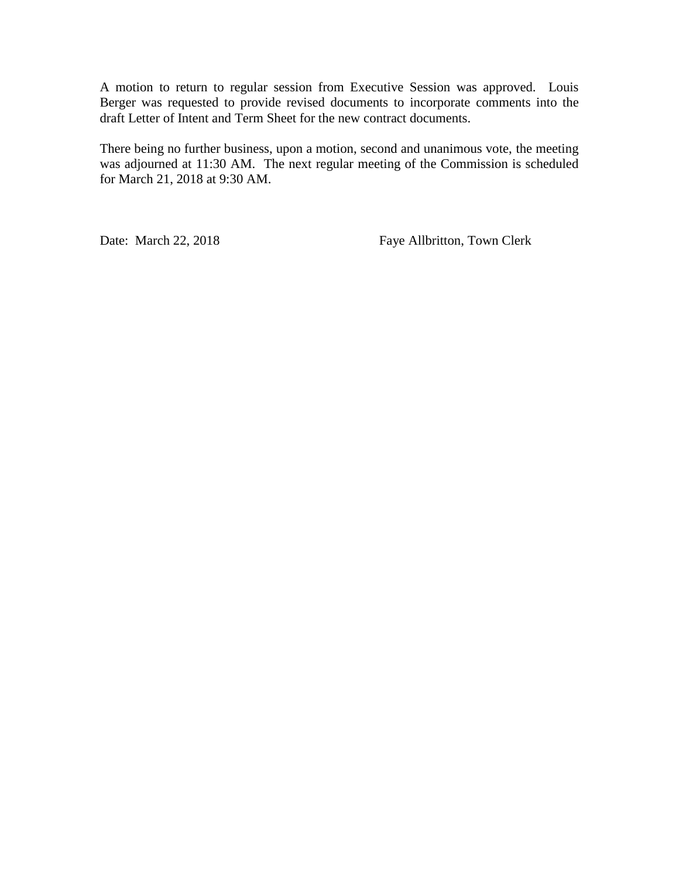A motion to return to regular session from Executive Session was approved. Louis Berger was requested to provide revised documents to incorporate comments into the draft Letter of Intent and Term Sheet for the new contract documents.

There being no further business, upon a motion, second and unanimous vote, the meeting was adjourned at 11:30 AM. The next regular meeting of the Commission is scheduled for March 21, 2018 at 9:30 AM.

Date: March 22, 2018 Faye Allbritton, Town Clerk